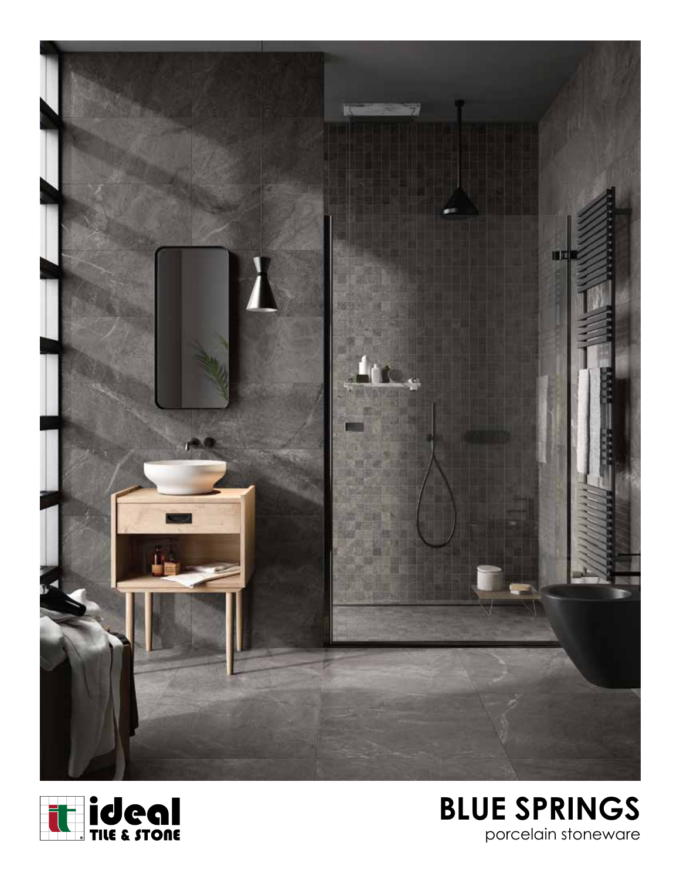ideal TILE & STONE

# BLUE SPRINGS

porcelain stoneware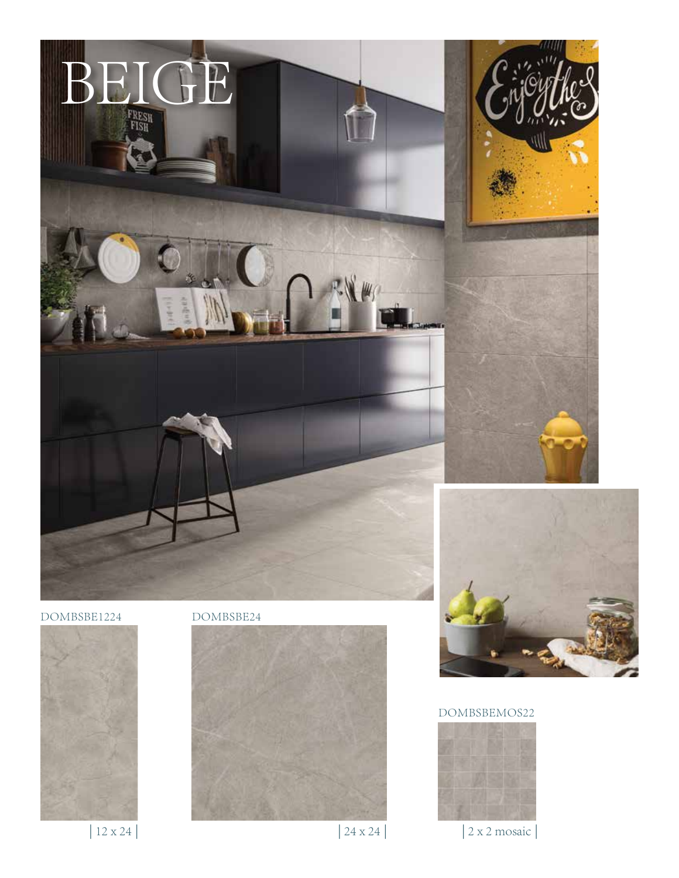# BEIGE

DOMBSBE1224

| 12 x 24 |

DOMBSBE24

| 24 x 24 |

DOMBSBEMOS22

| 2 x 2 mosaic |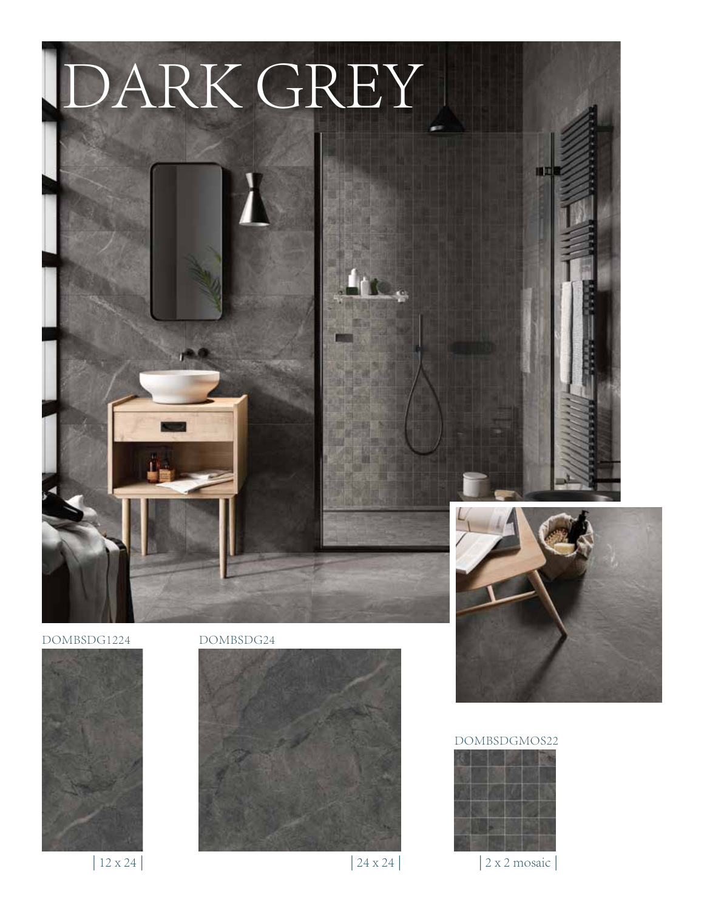# DARK GREY

DOMBSDG1224

| 12 x 24 |

DOMBSDG24

| 24 x 24 |

DOMBSDGMOS22

| 2 x 2 mosaic |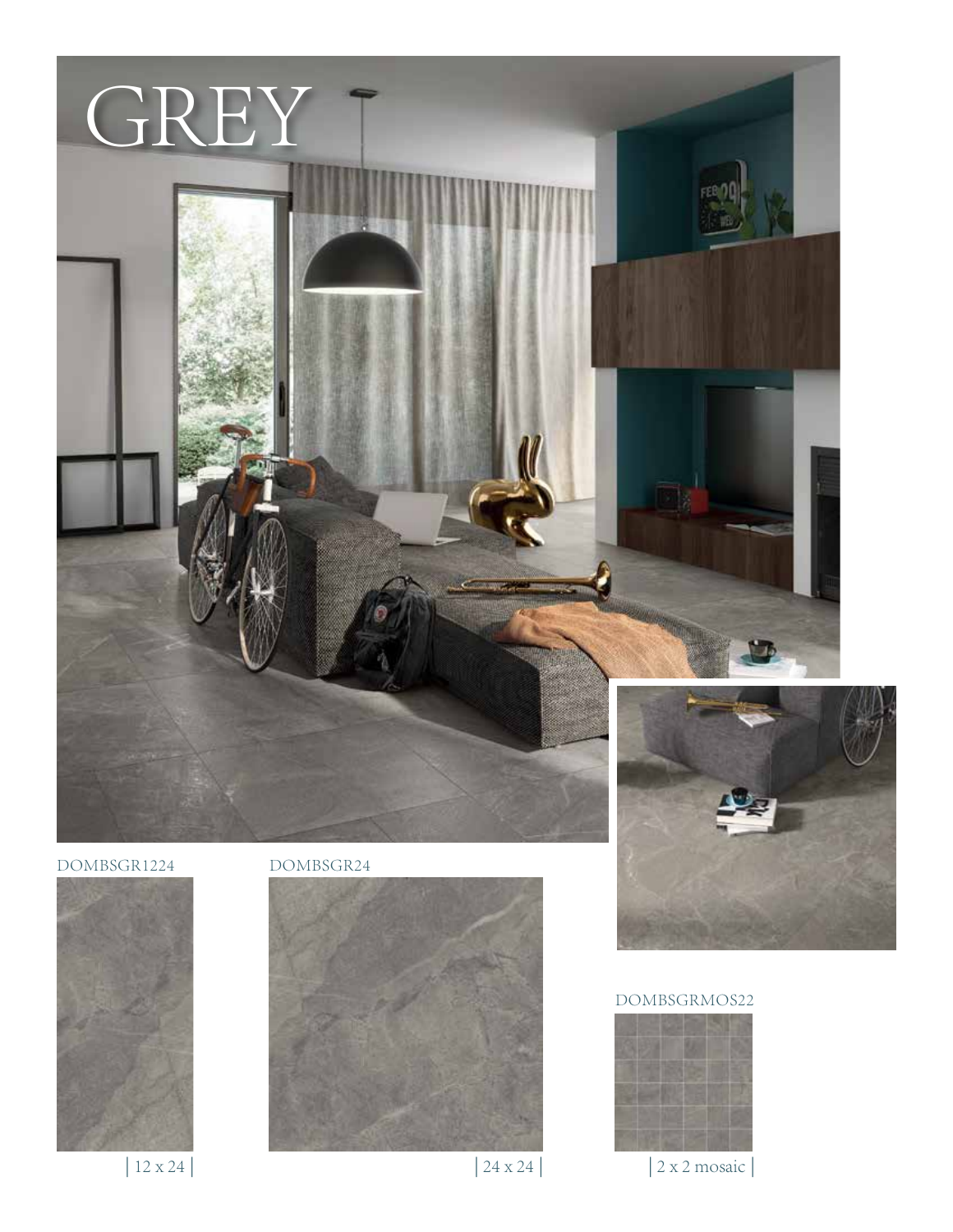# GREY

DOMBSGR1224

| 12 x 24 |

DOMBSGR24

| 24 x 24 |

DOMBSGRMOS22

| 2 x 2 mosaic |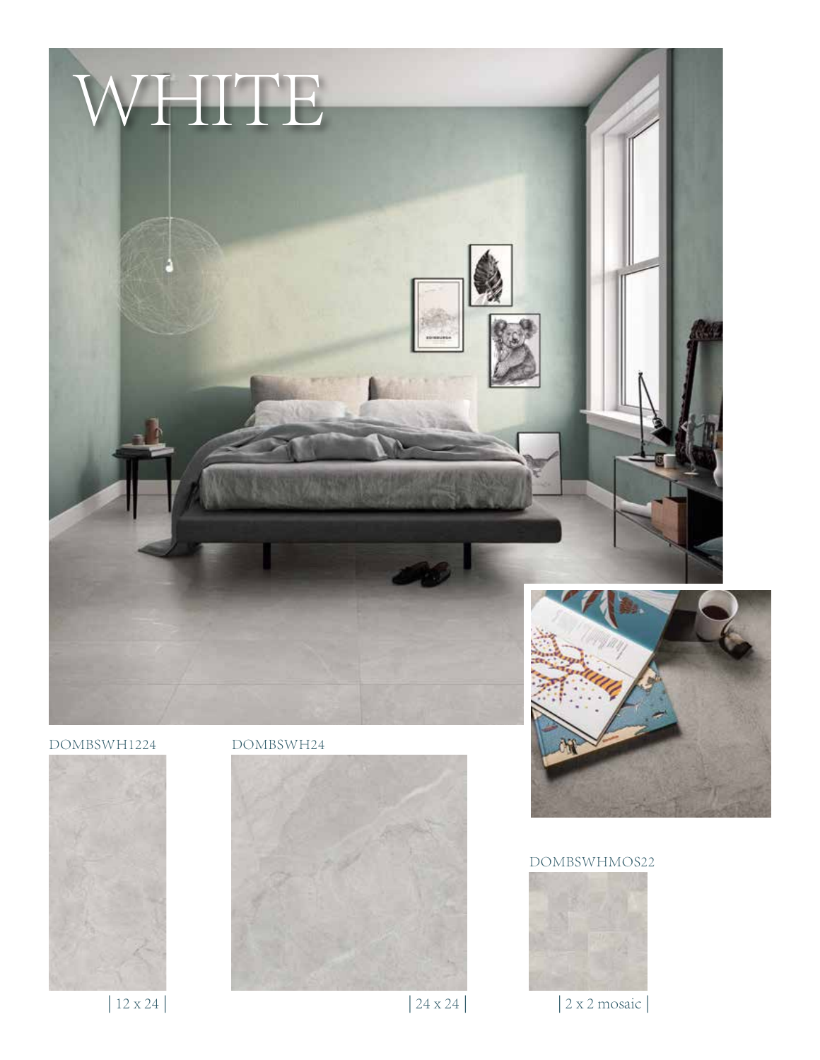# WHITE

DOMBSWH1224

| 12 x 24 |

DOMBSWH24

| 24 x 24 |

DOMBSWHMOS22

| 2 x 2 mosaic |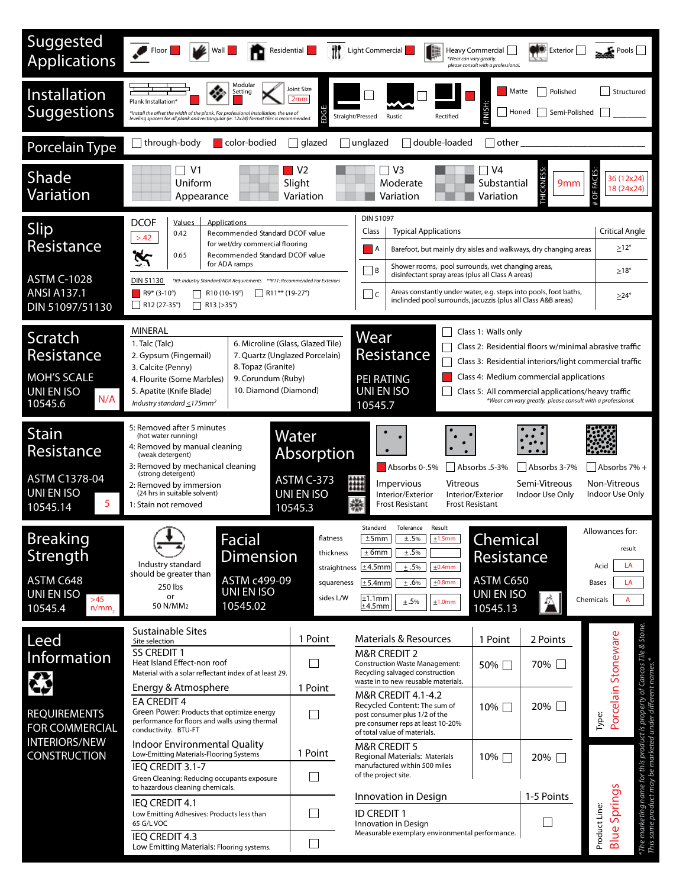## Suggested Applications

- Floor ■
- Wall ■
- Residential ■
- Light Commercial ■
- Heavy Commercial ☐ *Wear can vary greatly. please consult with a professional.*
- Exterior ☐
- Pools ☐

## Installation Suggestions

- Plank Installation* ■
- Modular Setting ■
- Joint Size: 2mm

*Install the offset the width of the plank. For professional installation, the use of leveling spacers for all plank and rectangular (ie. 12x24) format tiles is recommended.

EDGE:
- Straight/Pressed ☐
- Rustic ☐
- Rectified ■

FINISH:
- Matte ■
- Polished ☐
- Structured ☐
- Honed ☐
- Semi-Polished ☐
- ☐ ________

## Porcelain Type

☐ through-body ■ color-bodied ☐ glazed ☐ unglazed ☐ double-loaded ☐ other ____________

## Shade Variation

- ☐ V1 Uniform Appearance
- ■ V2 Slight Variation
- ☐ V3 Moderate Variation
- ☐ V4 Substantial Variation

THICKNESS: 9mm

# OF FACES: 36 (12x24), 18 (24x24)

## Slip Resistance

ASTM C-1028
ANSI A137.1
DIN 51097/51130

DCOF: >.42

| Values | Applications |
|---|---|
| 0.42 | Recommended Standard DCOF value for wet/dry commercial flooring |
| 0.65 | Recommended Standard DCOF value for ADA ramps |

DIN 51130 *R9: Industry Standard/ADA Requirements **R11: Recommended For Exteriors

- ■ R9* (3-10°)
- ☐ R10 (10-19°)
- ☐ R11** (19-27°)
- ☐ R12 (27-35°)
- ☐ R13 (>35°)

DIN 51097

| Class | Typical Applications | Critical Angle |
|---|---|---|
| ■ A | Barefoot, but mainly dry aisles and walkways, dry changing areas | ≥12° |
| ☐ B | Shower rooms, pool surrounds, wet changing areas, disinfectant spray areas (plus all Class A areas) | ≥18° |
| ☐ C | Areas constantly under water, e.g. steps into pools, foot baths, inclined pool surrounds, jacuzzis (plus all Class A&B areas) | ≥24° |

## Scratch Resistance

MOH'S SCALE
UNI EN ISO 10545.6 — N/A

MINERAL

| | |
|---|---|
| 1. Talc (Talc) | 6. Microline (Glass, Glazed Tile) |
| 2. Gypsum (Fingernail) | 7. Quartz (Unglazed Porcelain) |
| 3. Calcite (Penny) | 8. Topaz (Granite) |
| 4. Flourite (Some Marbles) | 9. Corundum (Ruby) |
| 5. Apatite (Knife Blade) | 10. Diamond (Diamond) |

*Industry standard ≤175mm²*

## Wear Resistance

PEI RATING
UNI EN ISO 10545.7

- ☐ Class 1: Walls only
- ☐ Class 2: Residential floors w/minimal abrasive traffic
- ☐ Class 3: Residential interiors/light commercial traffic
- ■ Class 4: Medium commercial applications
- ☐ Class 5: All commercial applications/heavy traffic

*Wear can vary greatly. please consult with a professional.*

## Stain Resistance

ASTM C1378-04
UNI EN ISO 10545.14 — 5

- 5: Removed after 5 minutes (hot water running)
- 4: Removed by manual cleaning (weak detergent)
- 3: Removed by mechanical cleaning (strong detergent)
- 2: Removed by immersion (24 hrs in suitable solvent)
- 1: Stain not removed

## Water Absorption

ASTM C-373
UNI EN ISO 10545.3

- ■ Absorbs 0-.5% — Impervious, Interior/Exterior, Frost Resistant
- ☐ Absorbs .5-3% — Vitreous, Interior/Exterior, Frost Resistant
- ☐ Absorbs 3-7% — Semi-Vitreous, Indoor Use Only
- ☐ Absorbs 7% + — Non-Vitreous, Indoor Use Only

## Breaking Strength

ASTM C648
UNI EN ISO 10545.4 — >45 n/mm²

Industry standard should be greater than 250 lbs or 50 N/MM2

## Facial Dimension

ASTM c499-09
UNI EN ISO 10545.02

| | Standard | Tolerance | Result |
|---|---|---|---|
| flatness | ±.5mm | ±.5% | ±1.5mm |
| thickness | ±.6mm | ±.5% | |
| straightness | ±4.5mm | ±.5% | ±0.4mm |
| squareness | ±5.4mm | ±.6% | ±0.8mm |
| sides L/W | ±1.1mm ±4.5mm | ±.5% | ±1.0mm |

## Chemical Resistance

ASTM C650
UNI EN ISO 10545.13

Allowances for:

| | result |
|---|---|
| Acid | LA |
| Bases | LA |
| Chemicals | A |

## Leed Information

REQUIREMENTS FOR COMMERCIAL INTERIORS/NEW CONSTRUCTION

| Sustainable Sites (Site selection) | 1 Point |
|---|---|
| SS CREDIT 1 — Heat Island Effect-non roof. Material with a solar reflectant index of at least 29. | ☐ |
| **Energy & Atmosphere** | **1 Point** |
| EA CREDIT 4 — Green Power: Products that optimize energy performance for floors and walls using thermal conductivity. BTU-FT | ☐ |
| **Indoor Environmental Quality** (Low-Emitting Materials-Flooring Systems) | **1 Point** |
| IEQ CREDIT 3.1-7 — Green Cleaning: Reducing occupants exposure to hazardous cleaning chemicals. | ☐ |
| IEQ CREDIT 4.1 — Low Emitting Adhesives: Products less than 65 G/L VOC | ☐ |
| IEQ CREDIT 4.3 — Low Emitting Materials: Flooring systems. | ☐ |

| Materials & Resources | 1 Point | 2 Points |
|---|---|---|
| M&R CREDIT 2 — Construction Waste Management: Recycling salvaged construction waste in to new reusable materials. | 50% ☐ | 70% ☐ |
| M&R CREDIT 4.1-4.2 — Recycled Content: The sum of post consumer plus 1/2 of the pre consumer reps at least 10-20% of total value of materials. | 10% ☐ | 20% ☐ |
| M&R CREDIT 5 — Regional Materials: Materials manufactured within 500 miles of the project site. | 10% ☐ | 20% ☐ |

| Innovation in Design | 1-5 Points |
|---|---|
| ID CREDIT 1 — Innovation in Design. Measurable exemplary environmental performance. | ☐ |

Type: Porcelain Stoneware

Product Line: Blue Springs

*The marketing name for this product is property of Cancos Tile & Stone. This same product may be marketed under different names.*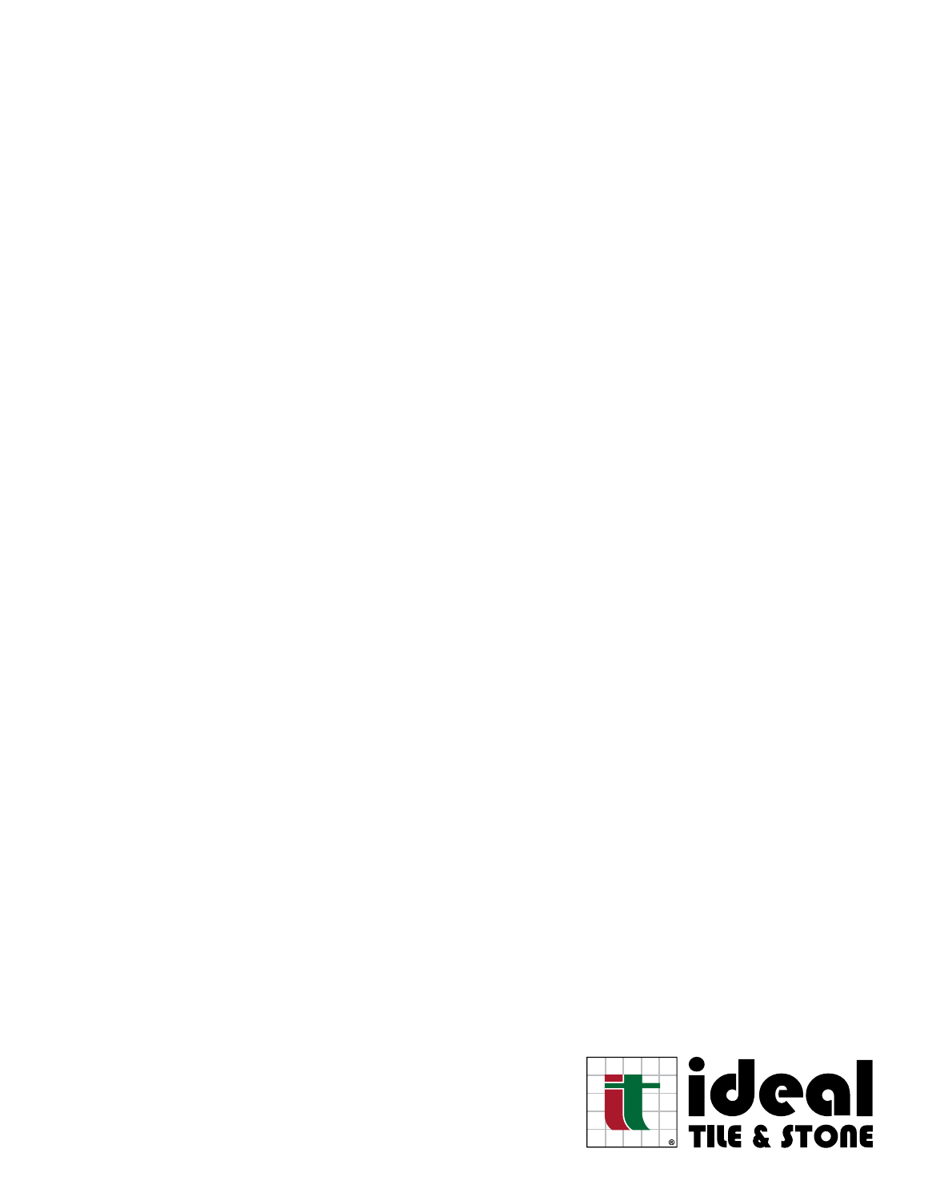ideal

TILE & STONE